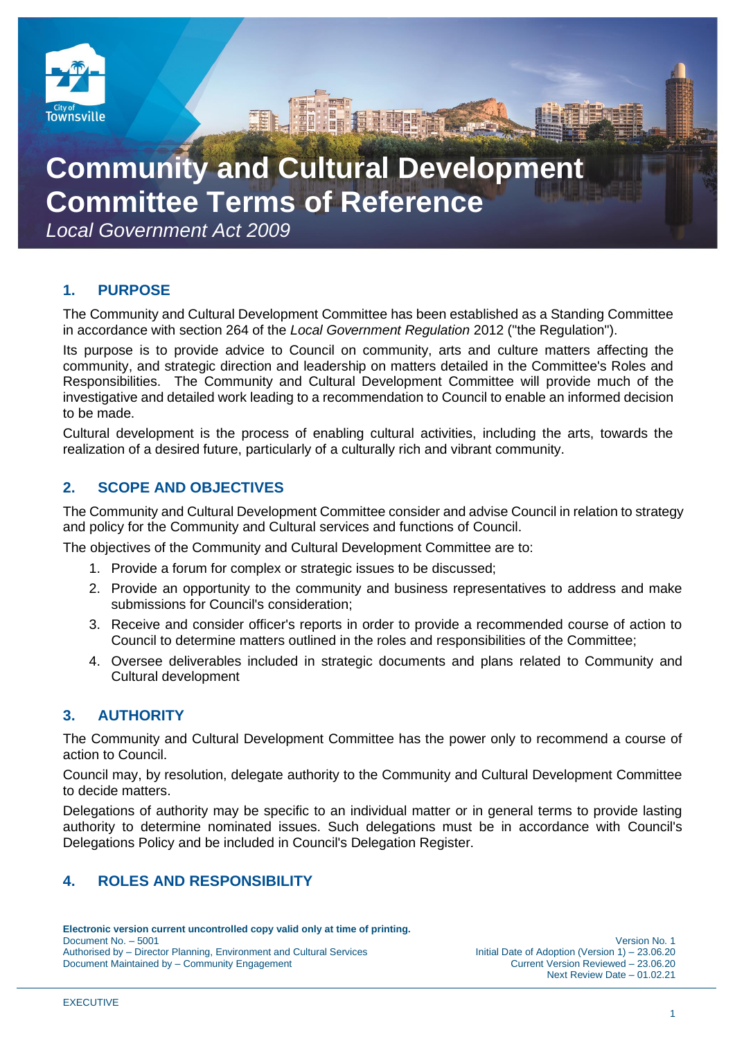# Community and Cultural Development Committee Terms of Reference

*Local Government Act 2009*

## 1. PURPOSE

The Community and Cultural Development Committee has been established as a Standing Committee in accordance with section 264 of the *Local Government Regulation* 2012 ("the Regulation").

Its purpose is to provide advice to Council on community, arts and culture matters affecting the community, and strategic direction and leadership on matters detailed in the Committee's Roles and Responsibilities. The Community and Cultural Development Committee will provide much of the investigative and detailed work leading to a recommendation to Council to enable an informed decision to be made.

Cultural development is the process of enabling cultural activities, including the arts, towards the realization of a desired future, particularly of a culturally rich and vibrant community.

## 2. SCOPE AND OBJECTIVES

The Community and Cultural Development Committee consider and advise Council in relation to strategy and policy for the Community and Cultural services and functions of Council.

The objectives of the Community and Cultural Development Committee are to:

1. Provide a forum for complex or strategic issues to be discussed;
2. Provide an opportunity to the community and business representatives to address and make submissions for Council's consideration;
3. Receive and consider officer's reports in order to provide a recommended course of action to Council to determine matters outlined in the roles and responsibilities of the Committee;
4. Oversee deliverables included in strategic documents and plans related to Community and Cultural development

## 3. AUTHORITY

The Community and Cultural Development Committee has the power only to recommend a course of action to Council.

Council may, by resolution, delegate authority to the Community and Cultural Development Committee to decide matters.

Delegations of authority may be specific to an individual matter or in general terms to provide lasting authority to determine nominated issues. Such delegations must be in accordance with Council's Delegations Policy and be included in Council's Delegation Register.

## 4. ROLES AND RESPONSIBILITY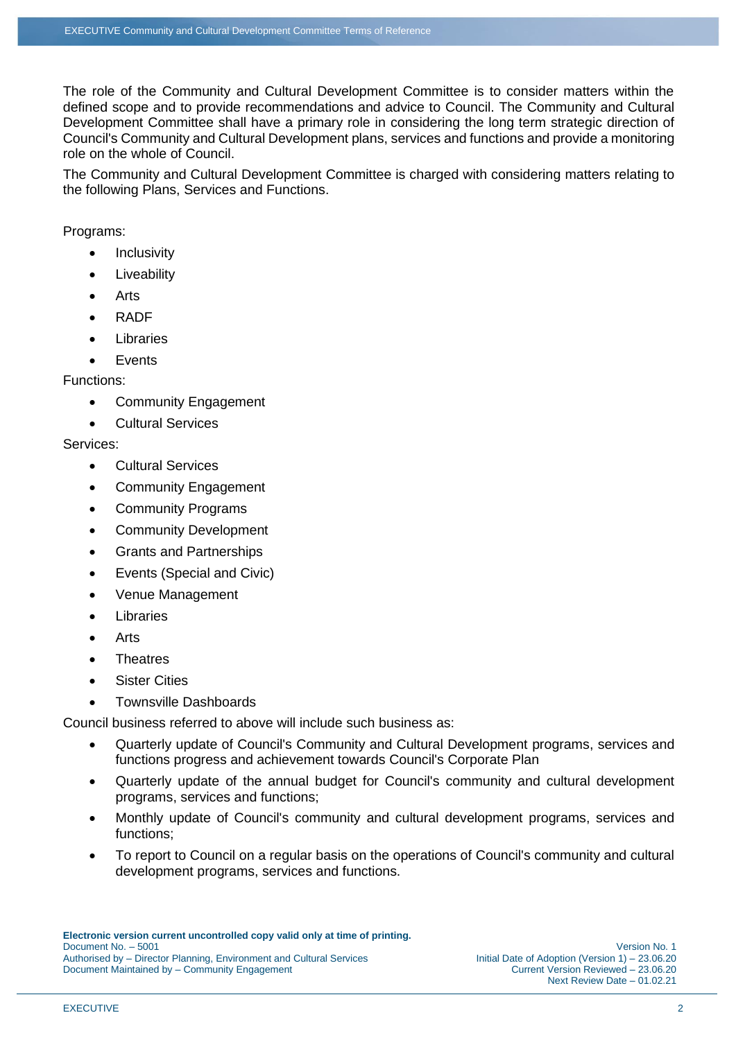The role of the Community and Cultural Development Committee is to consider matters within the defined scope and to provide recommendations and advice to Council. The Community and Cultural Development Committee shall have a primary role in considering the long term strategic direction of Council's Community and Cultural Development plans, services and functions and provide a monitoring role on the whole of Council.

The Community and Cultural Development Committee is charged with considering matters relating to the following Plans, Services and Functions.

Programs:

- Inclusivity
- Liveability
- Arts
- RADF
- Libraries
- Events

Functions:

- Community Engagement
- Cultural Services

Services:

- Cultural Services
- Community Engagement
- Community Programs
- Community Development
- Grants and Partnerships
- Events (Special and Civic)
- Venue Management
- Libraries
- Arts
- Theatres
- Sister Cities
- Townsville Dashboards

Council business referred to above will include such business as:

- Quarterly update of Council's Community and Cultural Development programs, services and functions progress and achievement towards Council's Corporate Plan
- Quarterly update of the annual budget for Council's community and cultural development programs, services and functions;
- Monthly update of Council's community and cultural development programs, services and functions;
- To report to Council on a regular basis on the operations of Council's community and cultural development programs, services and functions.

**Electronic version current uncontrolled copy valid only at time of printing.**
Document No. – 5001
Authorised by – Director Planning, Environment and Cultural Services
Document Maintained by – Community Engagement

Version No. 1
Initial Date of Adoption (Version 1) – 23.06.20
Current Version Reviewed – 23.06.20
Next Review Date – 01.02.21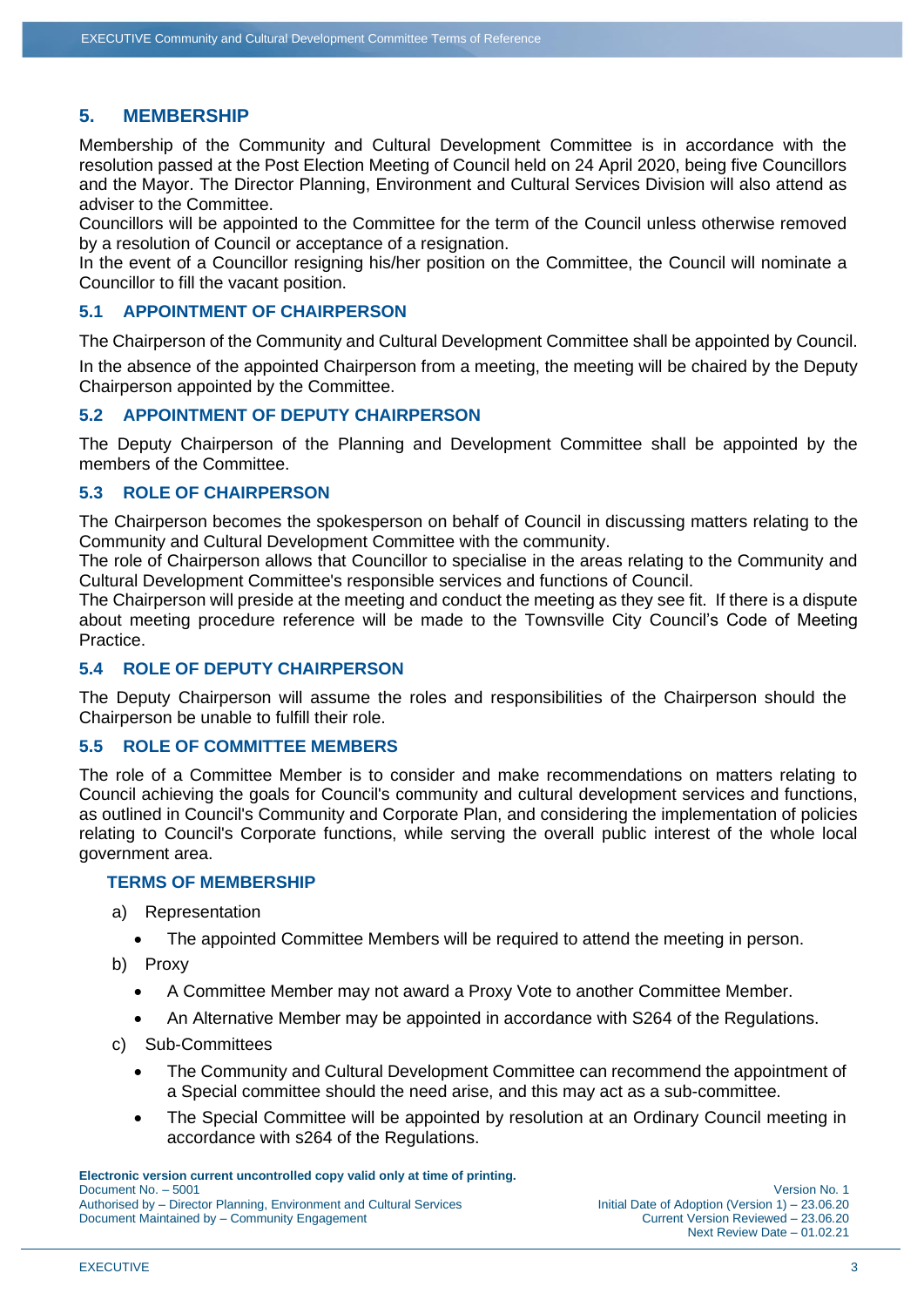## 5. MEMBERSHIP

Membership of the Community and Cultural Development Committee is in accordance with the resolution passed at the Post Election Meeting of Council held on 24 April 2020, being five Councillors and the Mayor. The Director Planning, Environment and Cultural Services Division will also attend as adviser to the Committee.
Councillors will be appointed to the Committee for the term of the Council unless otherwise removed by a resolution of Council or acceptance of a resignation.
In the event of a Councillor resigning his/her position on the Committee, the Council will nominate a Councillor to fill the vacant position.

### 5.1 APPOINTMENT OF CHAIRPERSON

The Chairperson of the Community and Cultural Development Committee shall be appointed by Council.

In the absence of the appointed Chairperson from a meeting, the meeting will be chaired by the Deputy Chairperson appointed by the Committee.

### 5.2 APPOINTMENT OF DEPUTY CHAIRPERSON

The Deputy Chairperson of the Planning and Development Committee shall be appointed by the members of the Committee.

### 5.3 ROLE OF CHAIRPERSON

The Chairperson becomes the spokesperson on behalf of Council in discussing matters relating to the Community and Cultural Development Committee with the community.
The role of Chairperson allows that Councillor to specialise in the areas relating to the Community and Cultural Development Committee's responsible services and functions of Council.
The Chairperson will preside at the meeting and conduct the meeting as they see fit. If there is a dispute about meeting procedure reference will be made to the Townsville City Council's Code of Meeting Practice.

### 5.4 ROLE OF DEPUTY CHAIRPERSON

The Deputy Chairperson will assume the roles and responsibilities of the Chairperson should the Chairperson be unable to fulfill their role.

### 5.5 ROLE OF COMMITTEE MEMBERS

The role of a Committee Member is to consider and make recommendations on matters relating to Council achieving the goals for Council's community and cultural development services and functions, as outlined in Council's Community and Corporate Plan, and considering the implementation of policies relating to Council's Corporate functions, while serving the overall public interest of the whole local government area.

#### TERMS OF MEMBERSHIP

a) Representation

- The appointed Committee Members will be required to attend the meeting in person.

b) Proxy

- A Committee Member may not award a Proxy Vote to another Committee Member.
- An Alternative Member may be appointed in accordance with S264 of the Regulations.

c) Sub-Committees

- The Community and Cultural Development Committee can recommend the appointment of a Special committee should the need arise, and this may act as a sub-committee.
- The Special Committee will be appointed by resolution at an Ordinary Council meeting in accordance with s264 of the Regulations.

**Electronic version current uncontrolled copy valid only at time of printing.**
Document No. – 5001
Authorised by – Director Planning, Environment and Cultural Services
Document Maintained by – Community Engagement

Version No. 1
Initial Date of Adoption (Version 1) – 23.06.20
Current Version Reviewed – 23.06.20
Next Review Date – 01.02.21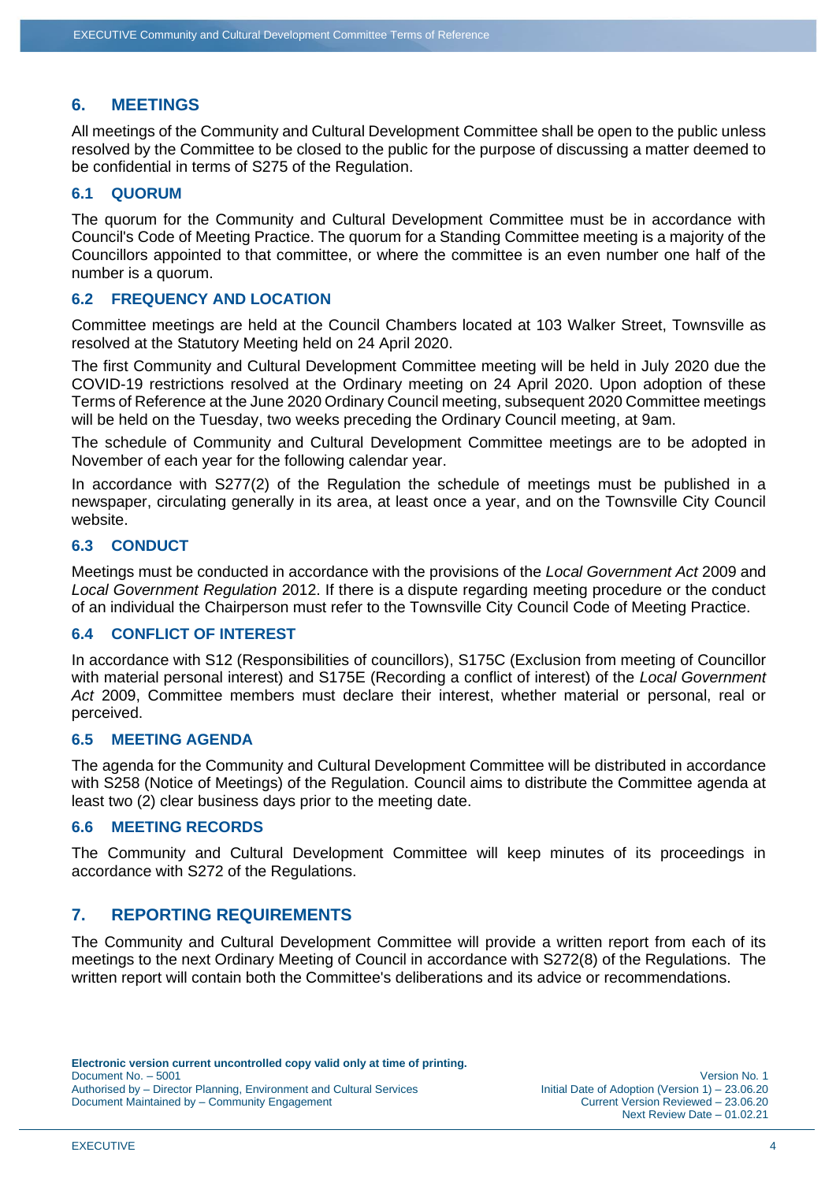## 6. MEETINGS

All meetings of the Community and Cultural Development Committee shall be open to the public unless resolved by the Committee to be closed to the public for the purpose of discussing a matter deemed to be confidential in terms of S275 of the Regulation.

### 6.1 QUORUM

The quorum for the Community and Cultural Development Committee must be in accordance with Council's Code of Meeting Practice. The quorum for a Standing Committee meeting is a majority of the Councillors appointed to that committee, or where the committee is an even number one half of the number is a quorum.

### 6.2 FREQUENCY AND LOCATION

Committee meetings are held at the Council Chambers located at 103 Walker Street, Townsville as resolved at the Statutory Meeting held on 24 April 2020.

The first Community and Cultural Development Committee meeting will be held in July 2020 due the COVID-19 restrictions resolved at the Ordinary meeting on 24 April 2020. Upon adoption of these Terms of Reference at the June 2020 Ordinary Council meeting, subsequent 2020 Committee meetings will be held on the Tuesday, two weeks preceding the Ordinary Council meeting, at 9am.

The schedule of Community and Cultural Development Committee meetings are to be adopted in November of each year for the following calendar year.

In accordance with S277(2) of the Regulation the schedule of meetings must be published in a newspaper, circulating generally in its area, at least once a year, and on the Townsville City Council website.

### 6.3 CONDUCT

Meetings must be conducted in accordance with the provisions of the *Local Government Act* 2009 and *Local Government Regulation* 2012. If there is a dispute regarding meeting procedure or the conduct of an individual the Chairperson must refer to the Townsville City Council Code of Meeting Practice.

### 6.4 CONFLICT OF INTEREST

In accordance with S12 (Responsibilities of councillors), S175C (Exclusion from meeting of Councillor with material personal interest) and S175E (Recording a conflict of interest) of the *Local Government Act* 2009, Committee members must declare their interest, whether material or personal, real or perceived.

### 6.5 MEETING AGENDA

The agenda for the Community and Cultural Development Committee will be distributed in accordance with S258 (Notice of Meetings) of the Regulation. Council aims to distribute the Committee agenda at least two (2) clear business days prior to the meeting date.

### 6.6 MEETING RECORDS

The Community and Cultural Development Committee will keep minutes of its proceedings in accordance with S272 of the Regulations.

## 7. REPORTING REQUIREMENTS

The Community and Cultural Development Committee will provide a written report from each of its meetings to the next Ordinary Meeting of Council in accordance with S272(8) of the Regulations. The written report will contain both the Committee's deliberations and its advice or recommendations.

**Electronic version current uncontrolled copy valid only at time of printing.**
Document No. – 5001
Authorised by – Director Planning, Environment and Cultural Services
Document Maintained by – Community Engagement

Version No. 1
Initial Date of Adoption (Version 1) – 23.06.20
Current Version Reviewed – 23.06.20
Next Review Date – 01.02.21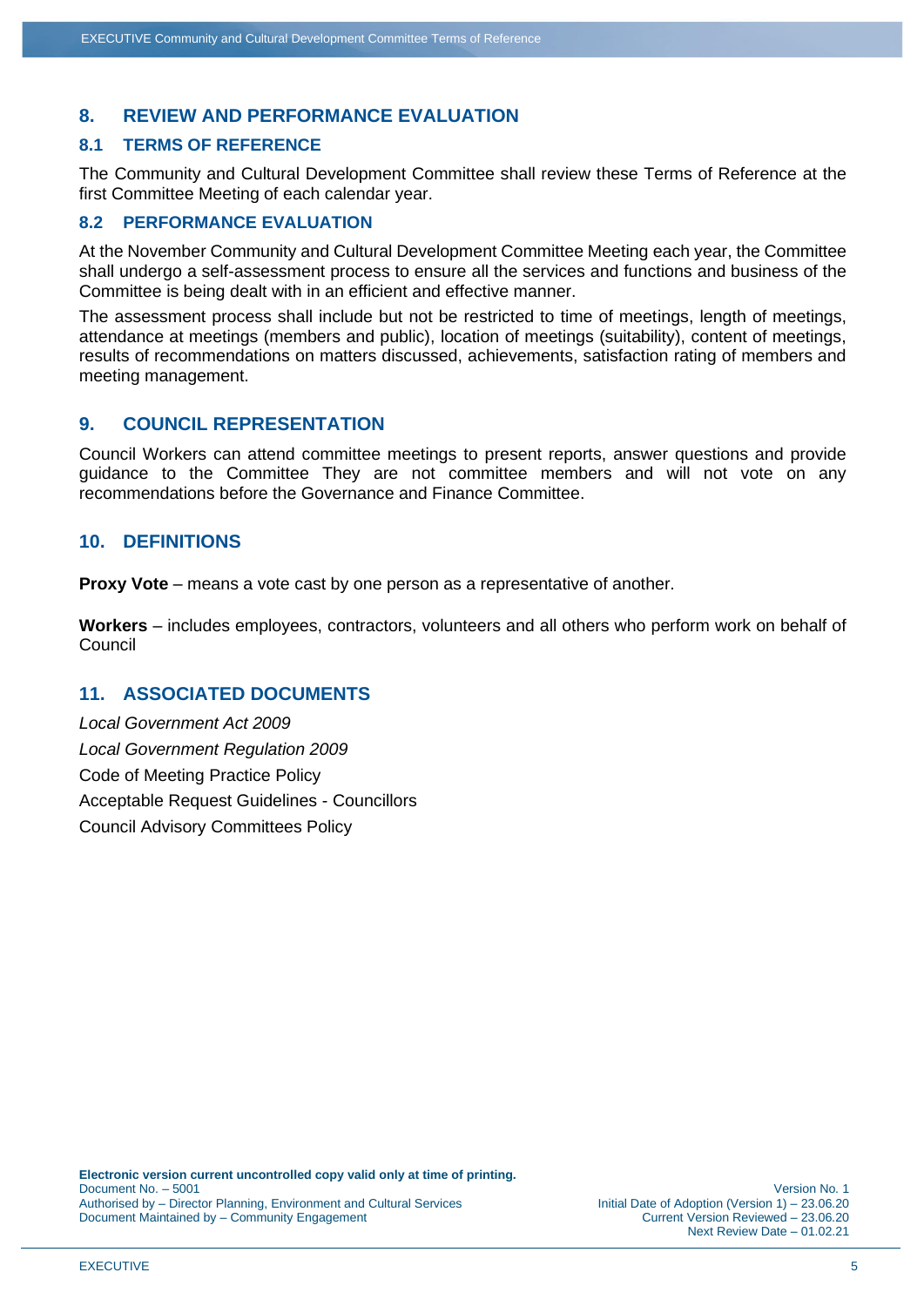## 8. REVIEW AND PERFORMANCE EVALUATION

### 8.1 TERMS OF REFERENCE

The Community and Cultural Development Committee shall review these Terms of Reference at the first Committee Meeting of each calendar year.

### 8.2 PERFORMANCE EVALUATION

At the November Community and Cultural Development Committee Meeting each year, the Committee shall undergo a self-assessment process to ensure all the services and functions and business of the Committee is being dealt with in an efficient and effective manner.

The assessment process shall include but not be restricted to time of meetings, length of meetings, attendance at meetings (members and public), location of meetings (suitability), content of meetings, results of recommendations on matters discussed, achievements, satisfaction rating of members and meeting management.

## 9. COUNCIL REPRESENTATION

Council Workers can attend committee meetings to present reports, answer questions and provide guidance to the Committee They are not committee members and will not vote on any recommendations before the Governance and Finance Committee.

## 10. DEFINITIONS

**Proxy Vote** – means a vote cast by one person as a representative of another.

**Workers** – includes employees, contractors, volunteers and all others who perform work on behalf of Council

## 11. ASSOCIATED DOCUMENTS

*Local Government Act 2009*

*Local Government Regulation 2009*

Code of Meeting Practice Policy

Acceptable Request Guidelines - Councillors

Council Advisory Committees Policy

**Electronic version current uncontrolled copy valid only at time of printing.**
Document No. – 5001
Authorised by – Director Planning, Environment and Cultural Services
Document Maintained by – Community Engagement

Version No. 1
Initial Date of Adoption (Version 1) – 23.06.20
Current Version Reviewed – 23.06.20
Next Review Date – 01.02.21